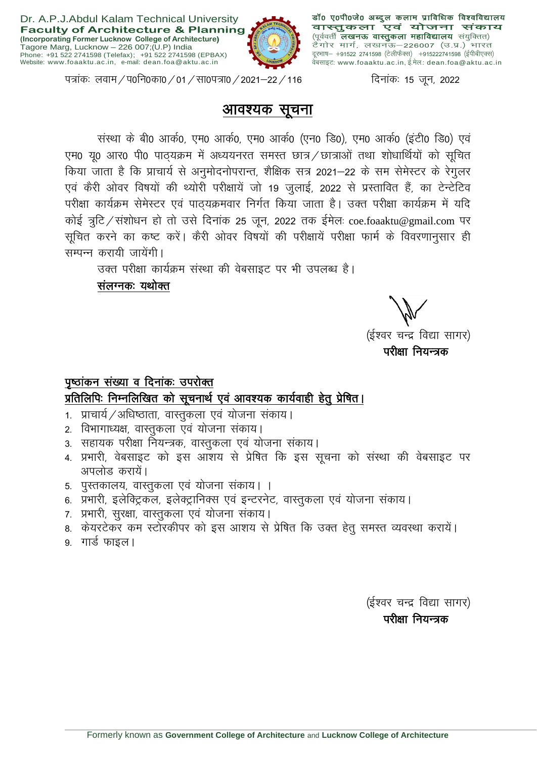Dr. A.P.J.Abdul Kalam Technical University
**Faculty of Architecture & Planning**
**(Incorporating Former Lucknow College of Architecture)**
Tagore Marg, Lucknow – 226 007;(U.P) India
Phone: +91 522 2741598 (Telefax); +91 522 2741598 (EPBAX)
Website: www.foaaktu.ac.in, e-mail: dean.foa@aktu.ac.in

**डॉ0 ए0पी0जे0 अब्दुल कलाम प्राविधिक विश्वविद्यालय**
**वास्तुकला एवं योजना संकाय**
(पूर्ववर्ती **लखनऊ वास्तुकला महाविद्यालय** संयुक्तित)
टैगोर मार्ग, लखनऊ–226007 (उ.प्र.) भारत
दूरभाष– +91522 2741598 (टेलीफैक्स) +915222741598 (ईपीबीएक्स)
वेबसाइट: www.foaaktu.ac.in, ई.मेल: dean.foa@aktu.ac.in

पत्रांकः लवाम/प0नि0का0/01/सा0पत्रा0/2021–22/116 दिनांकः 15 जून, 2022

# आवश्यक सूचना

संस्था के बी0 आर्क0, एम0 आर्क0, एम0 आर्क0 (एन0 डि0), एम0 आर्क0 (इंटी0 डि0) एवं एम0 यू0 आर0 पी0 पाठ्यक्रम में अध्ययनरत समस्त छात्र/छात्राओं तथा शोधार्थियों को सूचित किया जाता है कि प्राचार्य से अनुमोदनोपरान्त, शैक्षिक सत्र 2021–22 के सम सेमेस्टर के रेगुलर एवं कैरी ओवर विषयों की थ्योरी परीक्षायें जो 19 जुलाई, 2022 से प्रस्तावित हैं, का टेन्टेटिव परीक्षा कार्यक्रम सेमेस्टर एवं पाठ्यक्रमवार निर्गत किया जाता है। उक्त परीक्षा कार्यक्रम में यदि कोई त्रुटि/संशोधन हो तो उसे दिनांक 25 जून, 2022 तक ईमेलः coe.foaaktu@gmail.com पर सूचित करने का कष्ट करें। कैरी ओवर विषयों की परीक्षायें परीक्षा फार्म के विवरणानुसार ही सम्पन्न करायी जायेंगी।

उक्त परीक्षा कार्यक्रम संस्था की वेबसाइट पर भी उपलब्ध है।

**संलग्नकः यथोक्त**

(ईश्वर चन्द्र विद्या सागर)
**परीक्षा नियन्त्रक**

**पृष्ठांकन संख्या व दिनांकः उपरोक्त**
**प्रतिलिपिः निम्नलिखित को सूचनार्थ एवं आवश्यक कार्यवाही हेतु प्रेषित।**

1. प्राचार्य/अधिष्ठाता, वास्तुकला एवं योजना संकाय।
2. विभागाध्यक्ष, वास्तुकला एवं योजना संकाय।
3. सहायक परीक्षा नियन्त्रक, वास्तुकला एवं योजना संकाय।
4. प्रभारी, वेबसाइट को इस आशय से प्रेषित कि इस सूचना को संस्था की वेबसाइट पर अपलोड करायें।
5. पुस्तकालय, वास्तुकला एवं योजना संकाय। ।
6. प्रभारी, इलेक्ट्रिकल, इलेक्ट्रानिक्स एवं इन्टरनेट, वास्तुकला एवं योजना संकाय।
7. प्रभारी, सुरक्षा, वास्तुकला एवं योजना संकाय।
8. केयरटेकर कम स्टोरकीपर को इस आशय से प्रेषित कि उक्त हेतु समस्त व्यवस्था करायें।
9. गार्ड फाइल।

(ईश्वर चन्द्र विद्या सागर)
**परीक्षा नियन्त्रक**

Formerly known as **Government College of Architecture** and **Lucknow College of Architecture**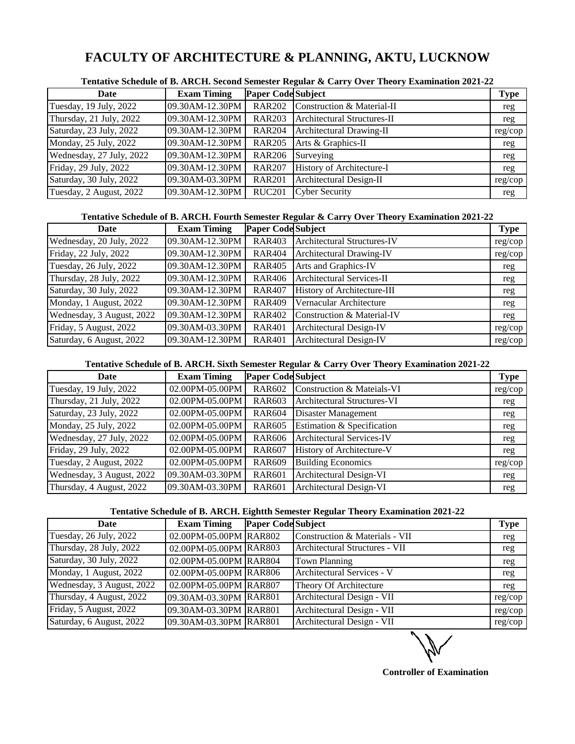# FACULTY OF ARCHITECTURE & PLANNING, AKTU, LUCKNOW

**Tentative Schedule of B. ARCH. Second Semester Regular & Carry Over Theory Examination 2021-22**

| Date | Exam Timing | Paper Code | Subject | Type |
|---|---|---|---|---|
| Tuesday, 19 July, 2022 | 09.30AM-12.30PM | RAR202 | Construction & Material-II | reg |
| Thursday, 21 July, 2022 | 09.30AM-12.30PM | RAR203 | Architectural Structures-II | reg |
| Saturday, 23 July, 2022 | 09.30AM-12.30PM | RAR204 | Architectural Drawing-II | reg/cop |
| Monday, 25 July, 2022 | 09.30AM-12.30PM | RAR205 | Arts & Graphics-II | reg |
| Wednesday, 27 July, 2022 | 09.30AM-12.30PM | RAR206 | Surveying | reg |
| Friday, 29 July, 2022 | 09.30AM-12.30PM | RAR207 | History of Architecture-I | reg |
| Saturday, 30 July, 2022 | 09.30AM-03.30PM | RAR201 | Architectural Design-II | reg/cop |
| Tuesday, 2 August, 2022 | 09.30AM-12.30PM | RUC201 | Cyber Security | reg |

**Tentative Schedule of B. ARCH. Fourth Semester Regular & Carry Over Theory Examination 2021-22**

| Date | Exam Timing | Paper Code | Subject | Type |
|---|---|---|---|---|
| Wednesday, 20 July, 2022 | 09.30AM-12.30PM | RAR403 | Architectural Structures-IV | reg/cop |
| Friday, 22 July, 2022 | 09.30AM-12.30PM | RAR404 | Architectural Drawing-IV | reg/cop |
| Tuesday, 26 July, 2022 | 09.30AM-12.30PM | RAR405 | Arts and Graphics-IV | reg |
| Thursday, 28 July, 2022 | 09.30AM-12.30PM | RAR406 | Architectural Services-II | reg |
| Saturday, 30 July, 2022 | 09.30AM-12.30PM | RAR407 | History of Architecture-III | reg |
| Monday, 1 August, 2022 | 09.30AM-12.30PM | RAR409 | Vernacular Architecture | reg |
| Wednesday, 3 August, 2022 | 09.30AM-12.30PM | RAR402 | Construction & Material-IV | reg |
| Friday, 5 August, 2022 | 09.30AM-03.30PM | RAR401 | Architectural Design-IV | reg/cop |
| Saturday, 6 August, 2022 | 09.30AM-12.30PM | RAR401 | Architectural Design-IV | reg/cop |

**Tentative Schedule of B. ARCH. Sixth Semester Regular & Carry Over Theory Examination 2021-22**

| Date | Exam Timing | Paper Code | Subject | Type |
|---|---|---|---|---|
| Tuesday, 19 July, 2022 | 02.00PM-05.00PM | RAR602 | Construction & Mateials-VI | reg/cop |
| Thursday, 21 July, 2022 | 02.00PM-05.00PM | RAR603 | Architectural Structures-VI | reg |
| Saturday, 23 July, 2022 | 02.00PM-05.00PM | RAR604 | Disaster Management | reg |
| Monday, 25 July, 2022 | 02.00PM-05.00PM | RAR605 | Estimation & Specification | reg |
| Wednesday, 27 July, 2022 | 02.00PM-05.00PM | RAR606 | Architectural Services-IV | reg |
| Friday, 29 July, 2022 | 02.00PM-05.00PM | RAR607 | History of Architecture-V | reg |
| Tuesday, 2 August, 2022 | 02.00PM-05.00PM | RAR609 | Building Economics | reg/cop |
| Wednesday, 3 August, 2022 | 09.30AM-03.30PM | RAR601 | Architectural Design-VI | reg |
| Thursday, 4 August, 2022 | 09.30AM-03.30PM | RAR601 | Architectural Design-VI | reg |

**Tentative Schedule of B. ARCH. Eightth Semester Regular Theory Examination 2021-22**

| Date | Exam Timing | Paper Code | Subject | Type |
|---|---|---|---|---|
| Tuesday, 26 July, 2022 | 02.00PM-05.00PM | RAR802 | Construction & Materials - VII | reg |
| Thursday, 28 July, 2022 | 02.00PM-05.00PM | RAR803 | Architectural Structures - VII | reg |
| Saturday, 30 July, 2022 | 02.00PM-05.00PM | RAR804 | Town Planning | reg |
| Monday, 1 August, 2022 | 02.00PM-05.00PM | RAR806 | Architectural Services - V | reg |
| Wednesday, 3 August, 2022 | 02.00PM-05.00PM | RAR807 | Theory Of Architecture | reg |
| Thursday, 4 August, 2022 | 09.30AM-03.30PM | RAR801 | Architectural Design - VII | reg/cop |
| Friday, 5 August, 2022 | 09.30AM-03.30PM | RAR801 | Architectural Design - VII | reg/cop |
| Saturday, 6 August, 2022 | 09.30AM-03.30PM | RAR801 | Architectural Design - VII | reg/cop |

**Controller of Examination**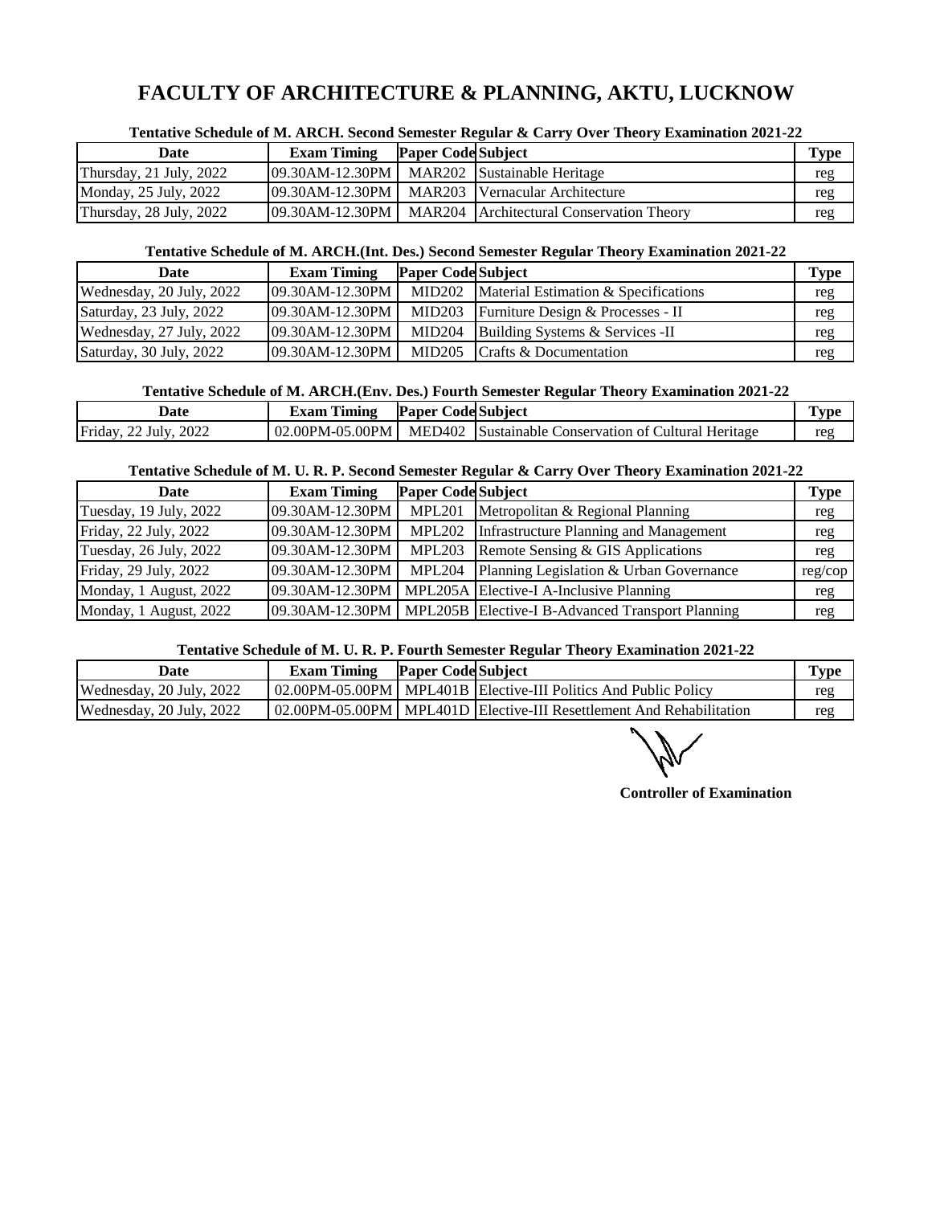# FACULTY OF ARCHITECTURE & PLANNING, AKTU, LUCKNOW

**Tentative Schedule of M. ARCH. Second Semester Regular & Carry Over Theory Examination 2021-22**

| Date | Exam Timing | Paper Code | Subject | Type |
|---|---|---|---|---|
| Thursday, 21 July, 2022 | 09.30AM-12.30PM | MAR202 | Sustainable Heritage | reg |
| Monday, 25 July, 2022 | 09.30AM-12.30PM | MAR203 | Vernacular Architecture | reg |
| Thursday, 28 July, 2022 | 09.30AM-12.30PM | MAR204 | Architectural Conservation Theory | reg |

**Tentative Schedule of M. ARCH.(Int. Des.) Second Semester Regular Theory Examination 2021-22**

| Date | Exam Timing | Paper Code | Subject | Type |
|---|---|---|---|---|
| Wednesday, 20 July, 2022 | 09.30AM-12.30PM | MID202 | Material Estimation & Specifications | reg |
| Saturday, 23 July, 2022 | 09.30AM-12.30PM | MID203 | Furniture Design & Processes - II | reg |
| Wednesday, 27 July, 2022 | 09.30AM-12.30PM | MID204 | Building Systems & Services -II | reg |
| Saturday, 30 July, 2022 | 09.30AM-12.30PM | MID205 | Crafts & Documentation | reg |

**Tentative Schedule of M. ARCH.(Env. Des.) Fourth Semester Regular Theory Examination 2021-22**

| Date | Exam Timing | Paper Code | Subject | Type |
|---|---|---|---|---|
| Friday, 22 July, 2022 | 02.00PM-05.00PM | MED402 | Sustainable Conservation of Cultural Heritage | reg |

**Tentative Schedule of M. U. R. P. Second Semester Regular & Carry Over Theory Examination 2021-22**

| Date | Exam Timing | Paper Code | Subject | Type |
|---|---|---|---|---|
| Tuesday, 19 July, 2022 | 09.30AM-12.30PM | MPL201 | Metropolitan & Regional Planning | reg |
| Friday, 22 July, 2022 | 09.30AM-12.30PM | MPL202 | Infrastructure Planning and Management | reg |
| Tuesday, 26 July, 2022 | 09.30AM-12.30PM | MPL203 | Remote Sensing & GIS Applications | reg |
| Friday, 29 July, 2022 | 09.30AM-12.30PM | MPL204 | Planning Legislation & Urban Governance | reg/cop |
| Monday, 1 August, 2022 | 09.30AM-12.30PM | MPL205A | Elective-I A-Inclusive Planning | reg |
| Monday, 1 August, 2022 | 09.30AM-12.30PM | MPL205B | Elective-I B-Advanced Transport Planning | reg |

**Tentative Schedule of M. U. R. P. Fourth Semester Regular Theory Examination 2021-22**

| Date | Exam Timing | Paper Code | Subject | Type |
|---|---|---|---|---|
| Wednesday, 20 July, 2022 | 02.00PM-05.00PM | MPL401B | Elective-III Politics And Public Policy | reg |
| Wednesday, 20 July, 2022 | 02.00PM-05.00PM | MPL401D | Elective-III Resettlement And Rehabilitation | reg |

**Controller of Examination**